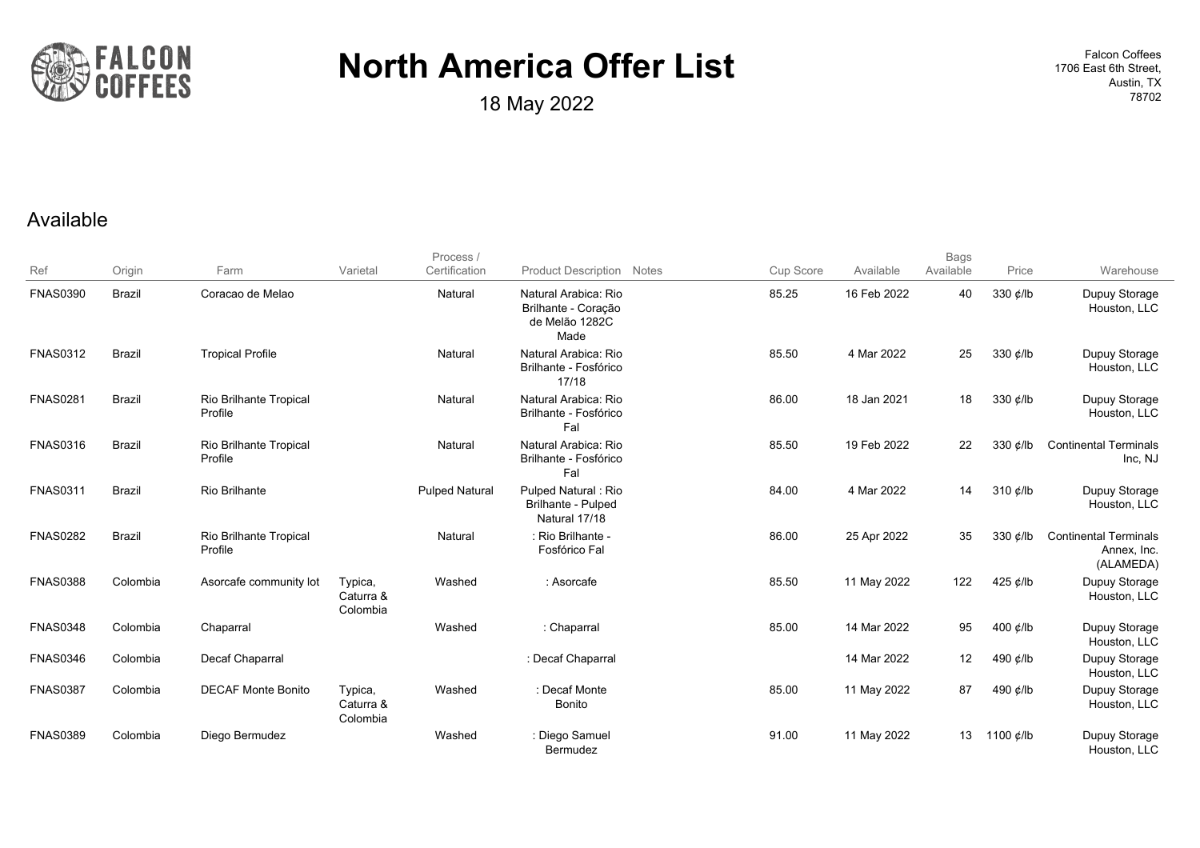FALCON COFFEES

# North America Offer List

18 May 2022

Falcon Coffees
1706 East 6th Street,
Austin, TX
78702

## Available

| Ref | Origin | Farm | Varietal | Process / Certification | Product Description | Notes | Cup Score | Available | Bags Available | Price | Warehouse |
|---|---|---|---|---|---|---|---|---|---|---|---|
| FNAS0390 | Brazil | Coracao de Melao | | Natural | Natural Arabica: Rio Brilhante - Coração de Melão 1282C Made | | 85.25 | 16 Feb 2022 | 40 | 330 ¢/lb | Dupuy Storage Houston, LLC |
| FNAS0312 | Brazil | Tropical Profile | | Natural | Natural Arabica: Rio Brilhante - Fosfórico 17/18 | | 85.50 | 4 Mar 2022 | 25 | 330 ¢/lb | Dupuy Storage Houston, LLC |
| FNAS0281 | Brazil | Rio Brilhante Tropical Profile | | Natural | Natural Arabica: Rio Brilhante - Fosfórico Fal | | 86.00 | 18 Jan 2021 | 18 | 330 ¢/lb | Dupuy Storage Houston, LLC |
| FNAS0316 | Brazil | Rio Brilhante Tropical Profile | | Natural | Natural Arabica: Rio Brilhante - Fosfórico Fal | | 85.50 | 19 Feb 2022 | 22 | 330 ¢/lb | Continental Terminals Inc, NJ |
| FNAS0311 | Brazil | Rio Brilhante | | Pulped Natural | Pulped Natural : Rio Brilhante - Pulped Natural 17/18 | | 84.00 | 4 Mar 2022 | 14 | 310 ¢/lb | Dupuy Storage Houston, LLC |
| FNAS0282 | Brazil | Rio Brilhante Tropical Profile | | Natural | : Rio Brilhante - Fosfórico Fal | | 86.00 | 25 Apr 2022 | 35 | 330 ¢/lb | Continental Terminals Annex, Inc. (ALAMEDA) |
| FNAS0388 | Colombia | Asorcafe community lot | Typica, Caturra & Colombia | Washed | : Asorcafe | | 85.50 | 11 May 2022 | 122 | 425 ¢/lb | Dupuy Storage Houston, LLC |
| FNAS0348 | Colombia | Chaparral | | Washed | : Chaparral | | 85.00 | 14 Mar 2022 | 95 | 400 ¢/lb | Dupuy Storage Houston, LLC |
| FNAS0346 | Colombia | Decaf Chaparral | | | : Decaf Chaparral | | | 14 Mar 2022 | 12 | 490 ¢/lb | Dupuy Storage Houston, LLC |
| FNAS0387 | Colombia | DECAF Monte Bonito | Typica, Caturra & Colombia | Washed | : Decaf Monte Bonito | | 85.00 | 11 May 2022 | 87 | 490 ¢/lb | Dupuy Storage Houston, LLC |
| FNAS0389 | Colombia | Diego Bermudez | | Washed | : Diego Samuel Bermudez | | 91.00 | 11 May 2022 | 13 | 1100 ¢/lb | Dupuy Storage Houston, LLC |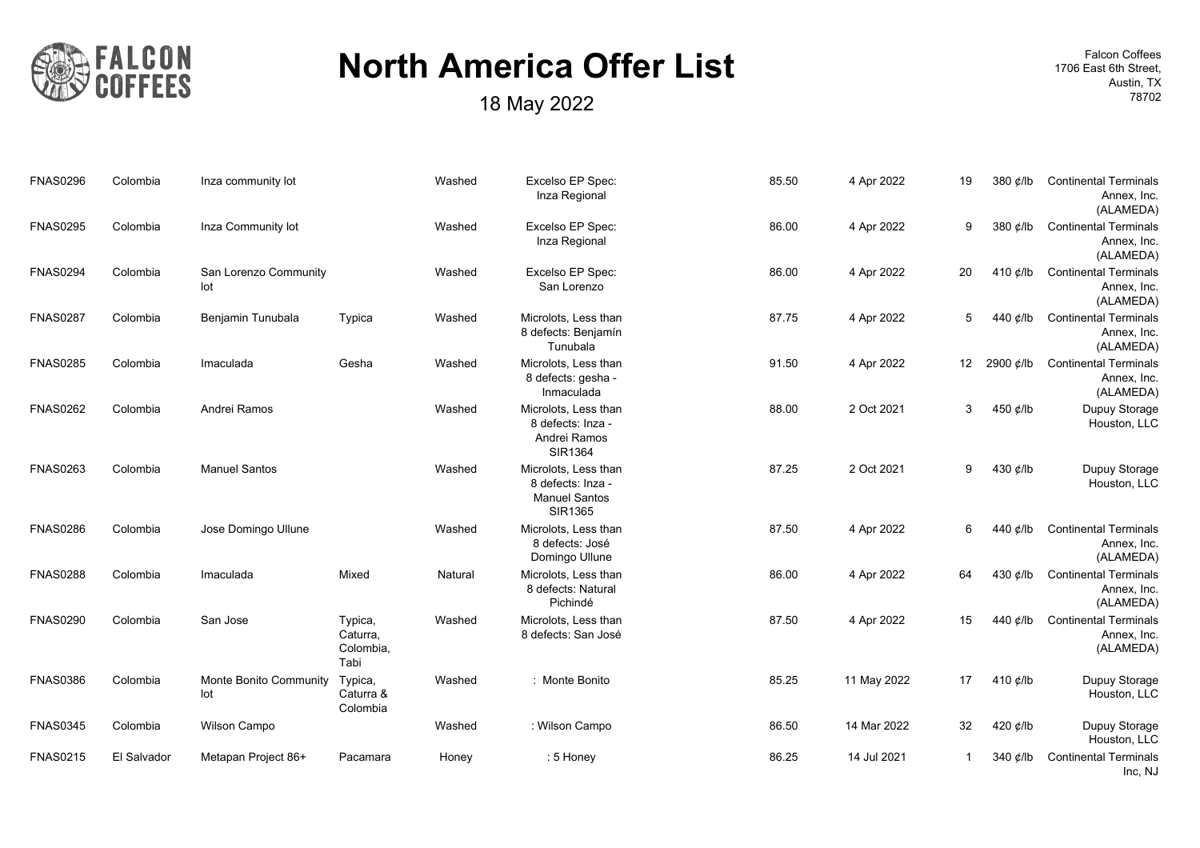# North America Offer List

18 May 2022

Falcon Coffees
1706 East 6th Street,
Austin, TX
78702

| | | | | | | | | | | |
|---|---|---|---|---|---|---|---|---|---|---|
| FNAS0296 | Colombia | Inza community lot | | Washed | Excelso EP Spec: Inza Regional | 85.50 | 4 Apr 2022 | 19 | 380 ¢/lb | Continental Terminals Annex, Inc. (ALAMEDA) |
| FNAS0295 | Colombia | Inza Community lot | | Washed | Excelso EP Spec: Inza Regional | 86.00 | 4 Apr 2022 | 9 | 380 ¢/lb | Continental Terminals Annex, Inc. (ALAMEDA) |
| FNAS0294 | Colombia | San Lorenzo Community lot | | Washed | Excelso EP Spec: San Lorenzo | 86.00 | 4 Apr 2022 | 20 | 410 ¢/lb | Continental Terminals Annex, Inc. (ALAMEDA) |
| FNAS0287 | Colombia | Benjamin Tunubala | Typica | Washed | Microlots, Less than 8 defects: Benjamín Tunubala | 87.75 | 4 Apr 2022 | 5 | 440 ¢/lb | Continental Terminals Annex, Inc. (ALAMEDA) |
| FNAS0285 | Colombia | Imaculada | Gesha | Washed | Microlots, Less than 8 defects: gesha - Inmaculada | 91.50 | 4 Apr 2022 | 12 | 2900 ¢/lb | Continental Terminals Annex, Inc. (ALAMEDA) |
| FNAS0262 | Colombia | Andrei Ramos | | Washed | Microlots, Less than 8 defects: Inza - Andrei Ramos SIR1364 | 88.00 | 2 Oct 2021 | 3 | 450 ¢/lb | Dupuy Storage Houston, LLC |
| FNAS0263 | Colombia | Manuel Santos | | Washed | Microlots, Less than 8 defects: Inza - Manuel Santos SIR1365 | 87.25 | 2 Oct 2021 | 9 | 430 ¢/lb | Dupuy Storage Houston, LLC |
| FNAS0286 | Colombia | Jose Domingo Ullune | | Washed | Microlots, Less than 8 defects: José Domingo Ullune | 87.50 | 4 Apr 2022 | 6 | 440 ¢/lb | Continental Terminals Annex, Inc. (ALAMEDA) |
| FNAS0288 | Colombia | Imaculada | Mixed | Natural | Microlots, Less than 8 defects: Natural Pichindé | 86.00 | 4 Apr 2022 | 64 | 430 ¢/lb | Continental Terminals Annex, Inc. (ALAMEDA) |
| FNAS0290 | Colombia | San Jose | Typica, Caturra, Colombia, Tabi | Washed | Microlots, Less than 8 defects: San José | 87.50 | 4 Apr 2022 | 15 | 440 ¢/lb | Continental Terminals Annex, Inc. (ALAMEDA) |
| FNAS0386 | Colombia | Monte Bonito Community lot | Typica, Caturra & Colombia | Washed | : Monte Bonito | 85.25 | 11 May 2022 | 17 | 410 ¢/lb | Dupuy Storage Houston, LLC |
| FNAS0345 | Colombia | Wilson Campo | | Washed | : Wilson Campo | 86.50 | 14 Mar 2022 | 32 | 420 ¢/lb | Dupuy Storage Houston, LLC |
| FNAS0215 | El Salvador | Metapan Project 86+ | Pacamara | Honey | : 5 Honey | 86.25 | 14 Jul 2021 | 1 | 340 ¢/lb | Continental Terminals Inc, NJ |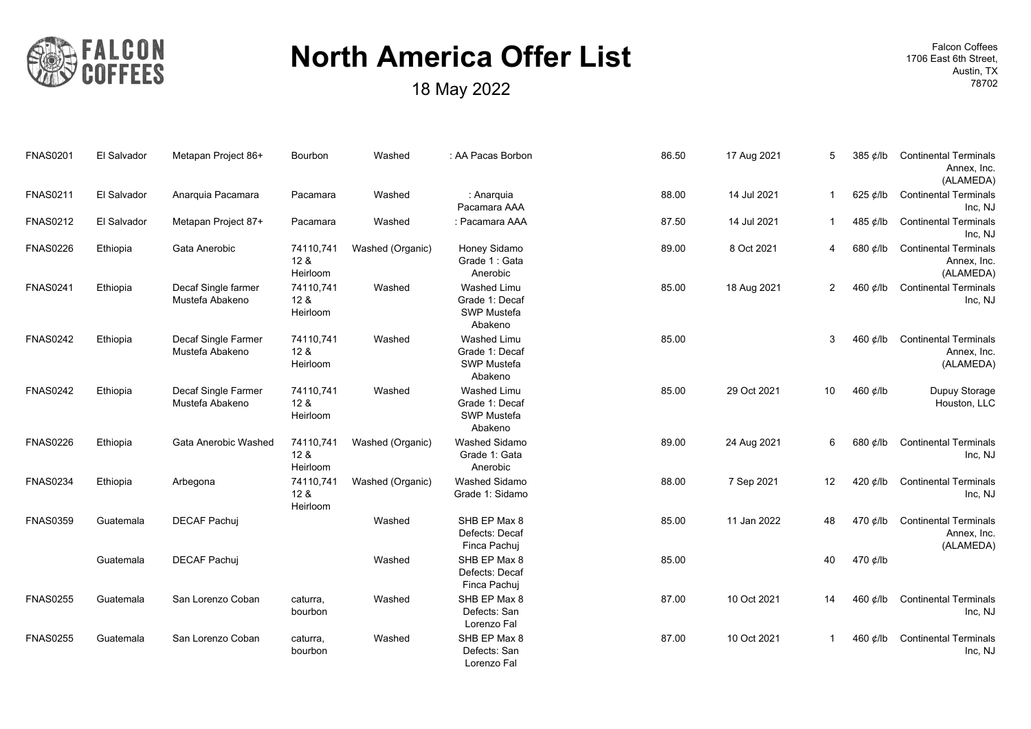# North America Offer List

18 May 2022

Falcon Coffees
1706 East 6th Street,
Austin, TX
78702

| | | | | | | | | | | |
|---|---|---|---|---|---|---|---|---|---|---|
| FNAS0201 | El Salvador | Metapan Project 86+ | Bourbon | Washed | : AA Pacas Borbon | 86.50 | 17 Aug 2021 | 5 | 385 ¢/lb | Continental Terminals Annex, Inc. (ALAMEDA) |
| FNAS0211 | El Salvador | Anarquia Pacamara | Pacamara | Washed | : Anarquia Pacamara AAA | 88.00 | 14 Jul 2021 | 1 | 625 ¢/lb | Continental Terminals Inc, NJ |
| FNAS0212 | El Salvador | Metapan Project 87+ | Pacamara | Washed | : Pacamara AAA | 87.50 | 14 Jul 2021 | 1 | 485 ¢/lb | Continental Terminals Inc, NJ |
| FNAS0226 | Ethiopia | Gata Anerobic | 74110,74112 & Heirloom | Washed (Organic) | Honey Sidamo Grade 1 : Gata Anerobic | 89.00 | 8 Oct 2021 | 4 | 680 ¢/lb | Continental Terminals Annex, Inc. (ALAMEDA) |
| FNAS0241 | Ethiopia | Decaf Single farmer Mustefa Abakeno | 74110,74112 & Heirloom | Washed | Washed Limu Grade 1: Decaf SWP Mustefa Abakeno | 85.00 | 18 Aug 2021 | 2 | 460 ¢/lb | Continental Terminals Inc, NJ |
| FNAS0242 | Ethiopia | Decaf Single Farmer Mustefa Abakeno | 74110,74112 & Heirloom | Washed | Washed Limu Grade 1: Decaf SWP Mustefa Abakeno | 85.00 | | 3 | 460 ¢/lb | Continental Terminals Annex, Inc. (ALAMEDA) |
| FNAS0242 | Ethiopia | Decaf Single Farmer Mustefa Abakeno | 74110,74112 & Heirloom | Washed | Washed Limu Grade 1: Decaf SWP Mustefa Abakeno | 85.00 | 29 Oct 2021 | 10 | 460 ¢/lb | Dupuy Storage Houston, LLC |
| FNAS0226 | Ethiopia | Gata Anerobic Washed | 74110,74112 & Heirloom | Washed (Organic) | Washed Sidamo Grade 1: Gata Anerobic | 89.00 | 24 Aug 2021 | 6 | 680 ¢/lb | Continental Terminals Inc, NJ |
| FNAS0234 | Ethiopia | Arbegona | 74110,74112 & Heirloom | Washed (Organic) | Washed Sidamo Grade 1: Sidamo | 88.00 | 7 Sep 2021 | 12 | 420 ¢/lb | Continental Terminals Inc, NJ |
| FNAS0359 | Guatemala | DECAF Pachuj | | Washed | SHB EP Max 8 Defects: Decaf Finca Pachuj | 85.00 | 11 Jan 2022 | 48 | 470 ¢/lb | Continental Terminals Annex, Inc. (ALAMEDA) |
| | Guatemala | DECAF Pachuj | | Washed | SHB EP Max 8 Defects: Decaf Finca Pachuj | 85.00 | | 40 | 470 ¢/lb | |
| FNAS0255 | Guatemala | San Lorenzo Coban | caturra, bourbon | Washed | SHB EP Max 8 Defects: San Lorenzo Fal | 87.00 | 10 Oct 2021 | 14 | 460 ¢/lb | Continental Terminals Inc, NJ |
| FNAS0255 | Guatemala | San Lorenzo Coban | caturra, bourbon | Washed | SHB EP Max 8 Defects: San Lorenzo Fal | 87.00 | 10 Oct 2021 | 1 | 460 ¢/lb | Continental Terminals Inc, NJ |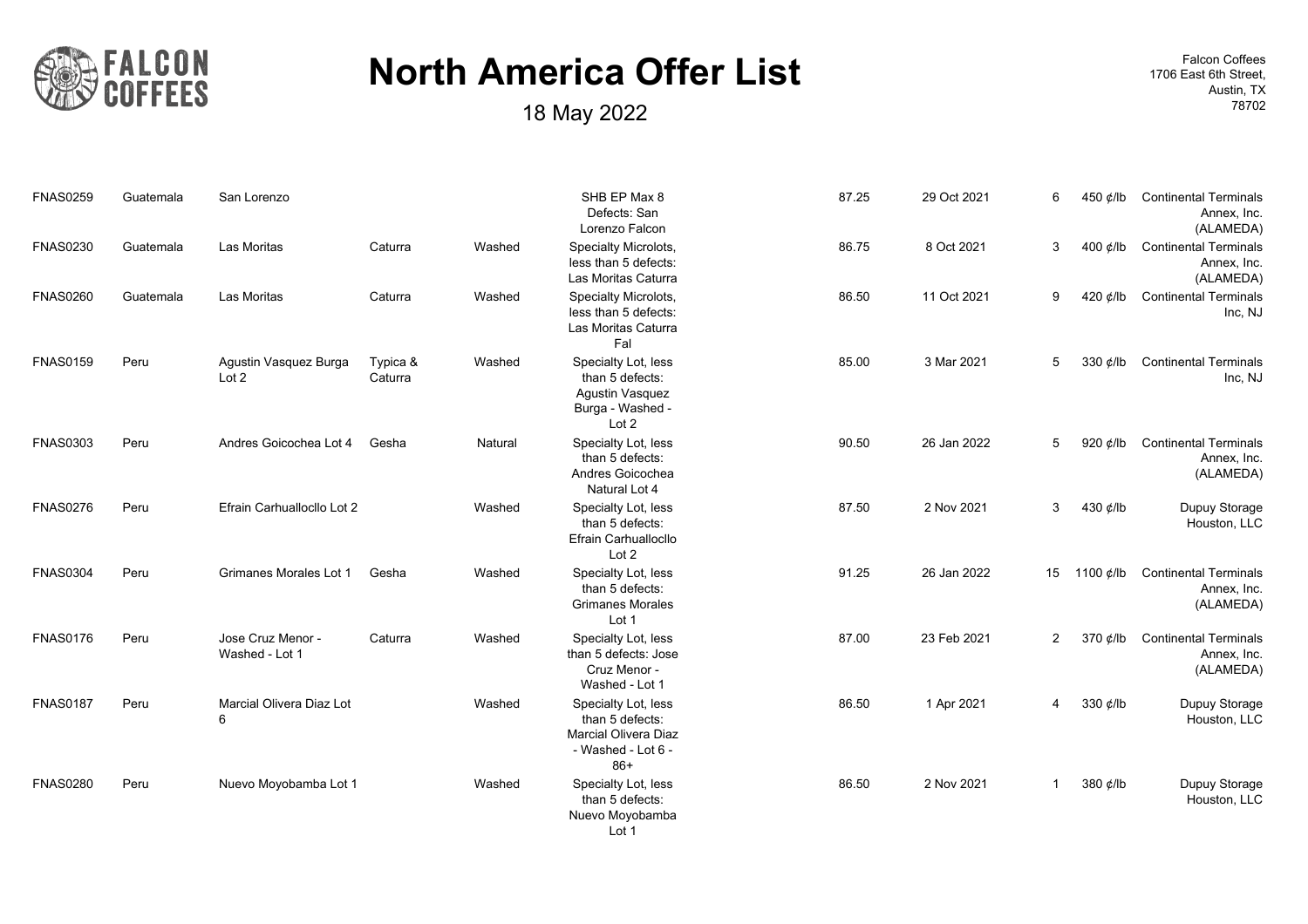# North America Offer List

18 May 2022

Falcon Coffees
1706 East 6th Street,
Austin, TX
78702

| | | | | | | | | | | |
|---|---|---|---|---|---|---|---|---|---|---|
| FNAS0259 | Guatemala | San Lorenzo | | | SHB EP Max 8 Defects: San Lorenzo Falcon | 87.25 | 29 Oct 2021 | 6 | 450 ¢/lb | Continental Terminals Annex, Inc. (ALAMEDA) |
| FNAS0230 | Guatemala | Las Moritas | Caturra | Washed | Specialty Microlots, less than 5 defects: Las Moritas Caturra | 86.75 | 8 Oct 2021 | 3 | 400 ¢/lb | Continental Terminals Annex, Inc. (ALAMEDA) |
| FNAS0260 | Guatemala | Las Moritas | Caturra | Washed | Specialty Microlots, less than 5 defects: Las Moritas Caturra Fal | 86.50 | 11 Oct 2021 | 9 | 420 ¢/lb | Continental Terminals Inc, NJ |
| FNAS0159 | Peru | Agustin Vasquez Burga Lot 2 | Typica & Caturra | Washed | Specialty Lot, less than 5 defects: Agustin Vasquez Burga - Washed - Lot 2 | 85.00 | 3 Mar 2021 | 5 | 330 ¢/lb | Continental Terminals Inc, NJ |
| FNAS0303 | Peru | Andres Goicochea Lot 4 | Gesha | Natural | Specialty Lot, less than 5 defects: Andres Goicochea Natural Lot 4 | 90.50 | 26 Jan 2022 | 5 | 920 ¢/lb | Continental Terminals Annex, Inc. (ALAMEDA) |
| FNAS0276 | Peru | Efrain Carhuallocllo Lot 2 | | Washed | Specialty Lot, less than 5 defects: Efrain Carhuallocllo Lot 2 | 87.50 | 2 Nov 2021 | 3 | 430 ¢/lb | Dupuy Storage Houston, LLC |
| FNAS0304 | Peru | Grimanes Morales Lot 1 | Gesha | Washed | Specialty Lot, less than 5 defects: Grimanes Morales Lot 1 | 91.25 | 26 Jan 2022 | 15 | 1100 ¢/lb | Continental Terminals Annex, Inc. (ALAMEDA) |
| FNAS0176 | Peru | Jose Cruz Menor - Washed - Lot 1 | Caturra | Washed | Specialty Lot, less than 5 defects: Jose Cruz Menor - Washed - Lot 1 | 87.00 | 23 Feb 2021 | 2 | 370 ¢/lb | Continental Terminals Annex, Inc. (ALAMEDA) |
| FNAS0187 | Peru | Marcial Olivera Diaz Lot 6 | | Washed | Specialty Lot, less than 5 defects: Marcial Olivera Diaz - Washed - Lot 6 - 86+ | 86.50 | 1 Apr 2021 | 4 | 330 ¢/lb | Dupuy Storage Houston, LLC |
| FNAS0280 | Peru | Nuevo Moyobamba Lot 1 | | Washed | Specialty Lot, less than 5 defects: Nuevo Moyobamba Lot 1 | 86.50 | 2 Nov 2021 | 1 | 380 ¢/lb | Dupuy Storage Houston, LLC |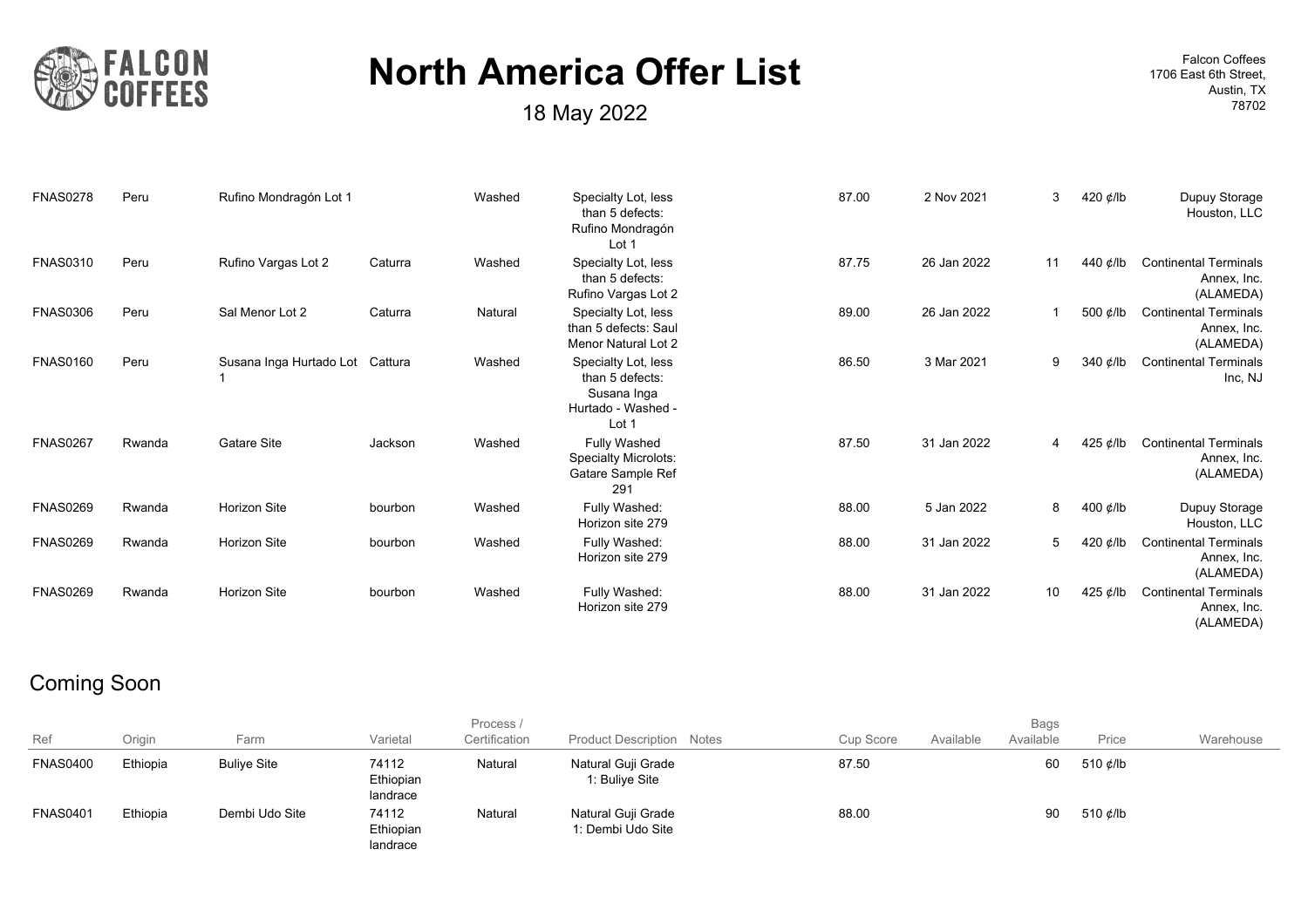# North America Offer List

18 May 2022

Falcon Coffees
1706 East 6th Street,
Austin, TX
78702

| Ref | Origin | Farm | Varietal | Process / Certification | Product Description | Notes | Cup Score | Available | Bags Available | Price | Warehouse |
|---|---|---|---|---|---|---|---|---|---|---|---|
| FNAS0278 | Peru | Rufino Mondragón Lot 1 | | Washed | Specialty Lot, less than 5 defects: Rufino Mondragón Lot 1 | | 87.00 | 2 Nov 2021 | 3 | 420 ¢/lb | Dupuy Storage Houston, LLC |
| FNAS0310 | Peru | Rufino Vargas Lot 2 | Caturra | Washed | Specialty Lot, less than 5 defects: Rufino Vargas Lot 2 | | 87.75 | 26 Jan 2022 | 11 | 440 ¢/lb | Continental Terminals Annex, Inc. (ALAMEDA) |
| FNAS0306 | Peru | Sal Menor Lot 2 | Caturra | Natural | Specialty Lot, less than 5 defects: Saul Menor Natural Lot 2 | | 89.00 | 26 Jan 2022 | 1 | 500 ¢/lb | Continental Terminals Annex, Inc. (ALAMEDA) |
| FNAS0160 | Peru | Susana Inga Hurtado Lot 1 | Cattura | Washed | Specialty Lot, less than 5 defects: Susana Inga Hurtado - Washed - Lot 1 | | 86.50 | 3 Mar 2021 | 9 | 340 ¢/lb | Continental Terminals Inc, NJ |
| FNAS0267 | Rwanda | Gatare Site | Jackson | Washed | Fully Washed Specialty Microlots: Gatare Sample Ref 291 | | 87.50 | 31 Jan 2022 | 4 | 425 ¢/lb | Continental Terminals Annex, Inc. (ALAMEDA) |
| FNAS0269 | Rwanda | Horizon Site | bourbon | Washed | Fully Washed: Horizon site 279 | | 88.00 | 5 Jan 2022 | 8 | 400 ¢/lb | Dupuy Storage Houston, LLC |
| FNAS0269 | Rwanda | Horizon Site | bourbon | Washed | Fully Washed: Horizon site 279 | | 88.00 | 31 Jan 2022 | 5 | 420 ¢/lb | Continental Terminals Annex, Inc. (ALAMEDA) |
| FNAS0269 | Rwanda | Horizon Site | bourbon | Washed | Fully Washed: Horizon site 279 | | 88.00 | 31 Jan 2022 | 10 | 425 ¢/lb | Continental Terminals Annex, Inc. (ALAMEDA) |

## Coming Soon

| Ref | Origin | Farm | Varietal | Process / Certification | Product Description | Notes | Cup Score | Available | Bags Available | Price | Warehouse |
|---|---|---|---|---|---|---|---|---|---|---|---|
| FNAS0400 | Ethiopia | Buliye Site | 74112 Ethiopian landrace | Natural | Natural Guji Grade 1: Buliye Site | | 87.50 | | 60 | 510 ¢/lb | |
| FNAS0401 | Ethiopia | Dembi Udo Site | 74112 Ethiopian landrace | Natural | Natural Guji Grade 1: Dembi Udo Site | | 88.00 | | 90 | 510 ¢/lb | |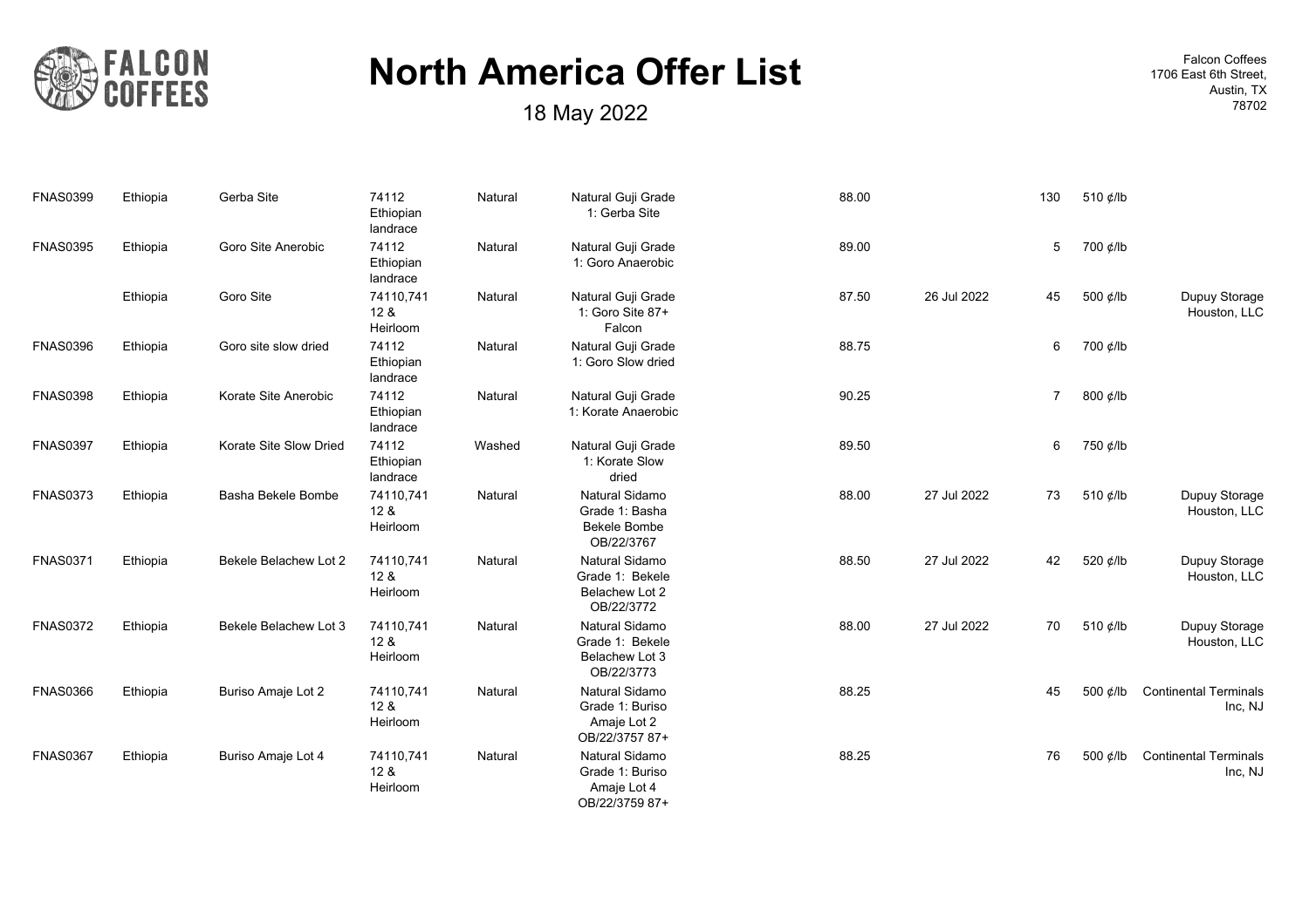# North America Offer List

18 May 2022

Falcon Coffees
1706 East 6th Street,
Austin, TX
78702

| | | | | | | | | | | |
|---|---|---|---|---|---|---|---|---|---|---|
| FNAS0399 | Ethiopia | Gerba Site | 74112 Ethiopian landrace | Natural | Natural Guji Grade 1: Gerba Site | 88.00 | | 130 | 510 ¢/lb | |
| FNAS0395 | Ethiopia | Goro Site Anerobic | 74112 Ethiopian landrace | Natural | Natural Guji Grade 1: Goro Anaerobic | 89.00 | | 5 | 700 ¢/lb | |
| | Ethiopia | Goro Site | 74110,741 12 & Heirloom | Natural | Natural Guji Grade 1: Goro Site 87+ Falcon | 87.50 | 26 Jul 2022 | 45 | 500 ¢/lb | Dupuy Storage Houston, LLC |
| FNAS0396 | Ethiopia | Goro site slow dried | 74112 Ethiopian landrace | Natural | Natural Guji Grade 1: Goro Slow dried | 88.75 | | 6 | 700 ¢/lb | |
| FNAS0398 | Ethiopia | Korate Site Anerobic | 74112 Ethiopian landrace | Natural | Natural Guji Grade 1: Korate Anaerobic | 90.25 | | 7 | 800 ¢/lb | |
| FNAS0397 | Ethiopia | Korate Site Slow Dried | 74112 Ethiopian landrace | Washed | Natural Guji Grade 1: Korate Slow dried | 89.50 | | 6 | 750 ¢/lb | |
| FNAS0373 | Ethiopia | Basha Bekele Bombe | 74110,741 12 & Heirloom | Natural | Natural Sidamo Grade 1: Basha Bekele Bombe OB/22/3767 | 88.00 | 27 Jul 2022 | 73 | 510 ¢/lb | Dupuy Storage Houston, LLC |
| FNAS0371 | Ethiopia | Bekele Belachew Lot 2 | 74110,741 12 & Heirloom | Natural | Natural Sidamo Grade 1: Bekele Belachew Lot 2 OB/22/3772 | 88.50 | 27 Jul 2022 | 42 | 520 ¢/lb | Dupuy Storage Houston, LLC |
| FNAS0372 | Ethiopia | Bekele Belachew Lot 3 | 74110,741 12 & Heirloom | Natural | Natural Sidamo Grade 1: Bekele Belachew Lot 3 OB/22/3773 | 88.00 | 27 Jul 2022 | 70 | 510 ¢/lb | Dupuy Storage Houston, LLC |
| FNAS0366 | Ethiopia | Buriso Amaje Lot 2 | 74110,741 12 & Heirloom | Natural | Natural Sidamo Grade 1: Buriso Amaje Lot 2 OB/22/3757 87+ | 88.25 | | 45 | 500 ¢/lb | Continental Terminals Inc, NJ |
| FNAS0367 | Ethiopia | Buriso Amaje Lot 4 | 74110,741 12 & Heirloom | Natural | Natural Sidamo Grade 1: Buriso Amaje Lot 4 OB/22/3759 87+ | 88.25 | | 76 | 500 ¢/lb | Continental Terminals Inc, NJ |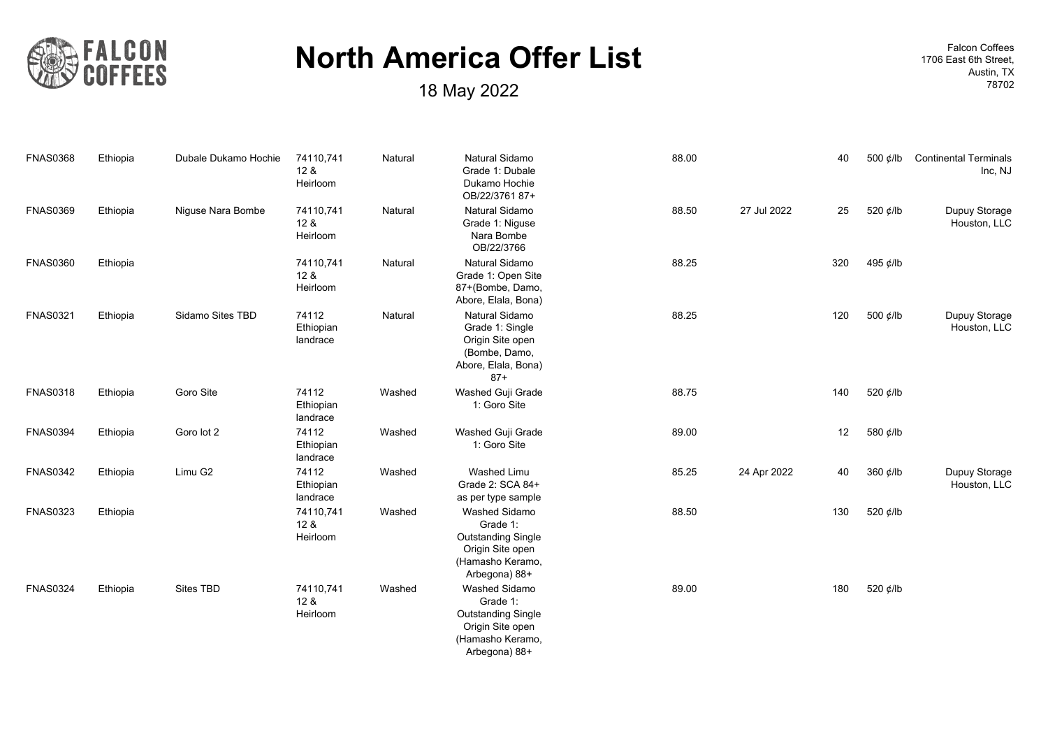# North America Offer List

18 May 2022

Falcon Coffees
1706 East 6th Street,
Austin, TX
78702

| | | | | | | | | | | |
|---|---|---|---|---|---|---|---|---|---|---|
| FNAS0368 | Ethiopia | Dubale Dukamo Hochie | 74110,74112 & Heirloom | Natural | Natural Sidamo Grade 1: Dubale Dukamo Hochie OB/22/3761 87+ | 88.00 | | 40 | 500 ¢/lb | Continental Terminals Inc, NJ |
| FNAS0369 | Ethiopia | Niguse Nara Bombe | 74110,74112 & Heirloom | Natural | Natural Sidamo Grade 1: Niguse Nara Bombe OB/22/3766 | 88.50 | 27 Jul 2022 | 25 | 520 ¢/lb | Dupuy Storage Houston, LLC |
| FNAS0360 | Ethiopia | | 74110,74112 & Heirloom | Natural | Natural Sidamo Grade 1: Open Site 87+(Bombe, Damo, Abore, Elala, Bona) | 88.25 | | 320 | 495 ¢/lb | |
| FNAS0321 | Ethiopia | Sidamo Sites TBD | 74112 Ethiopian landrace | Natural | Natural Sidamo Grade 1: Single Origin Site open (Bombe, Damo, Abore, Elala, Bona) 87+ | 88.25 | | 120 | 500 ¢/lb | Dupuy Storage Houston, LLC |
| FNAS0318 | Ethiopia | Goro Site | 74112 Ethiopian landrace | Washed | Washed Guji Grade 1: Goro Site | 88.75 | | 140 | 520 ¢/lb | |
| FNAS0394 | Ethiopia | Goro lot 2 | 74112 Ethiopian landrace | Washed | Washed Guji Grade 1: Goro Site | 89.00 | | 12 | 580 ¢/lb | |
| FNAS0342 | Ethiopia | Limu G2 | 74112 Ethiopian landrace | Washed | Washed Limu Grade 2: SCA 84+ as per type sample | 85.25 | 24 Apr 2022 | 40 | 360 ¢/lb | Dupuy Storage Houston, LLC |
| FNAS0323 | Ethiopia | | 74110,74112 & Heirloom | Washed | Washed Sidamo Grade 1: Outstanding Single Origin Site open (Hamasho Keramo, Arbegona) 88+ | 88.50 | | 130 | 520 ¢/lb | |
| FNAS0324 | Ethiopia | Sites TBD | 74110,74112 & Heirloom | Washed | Washed Sidamo Grade 1: Outstanding Single Origin Site open (Hamasho Keramo, Arbegona) 88+ | 89.00 | | 180 | 520 ¢/lb | |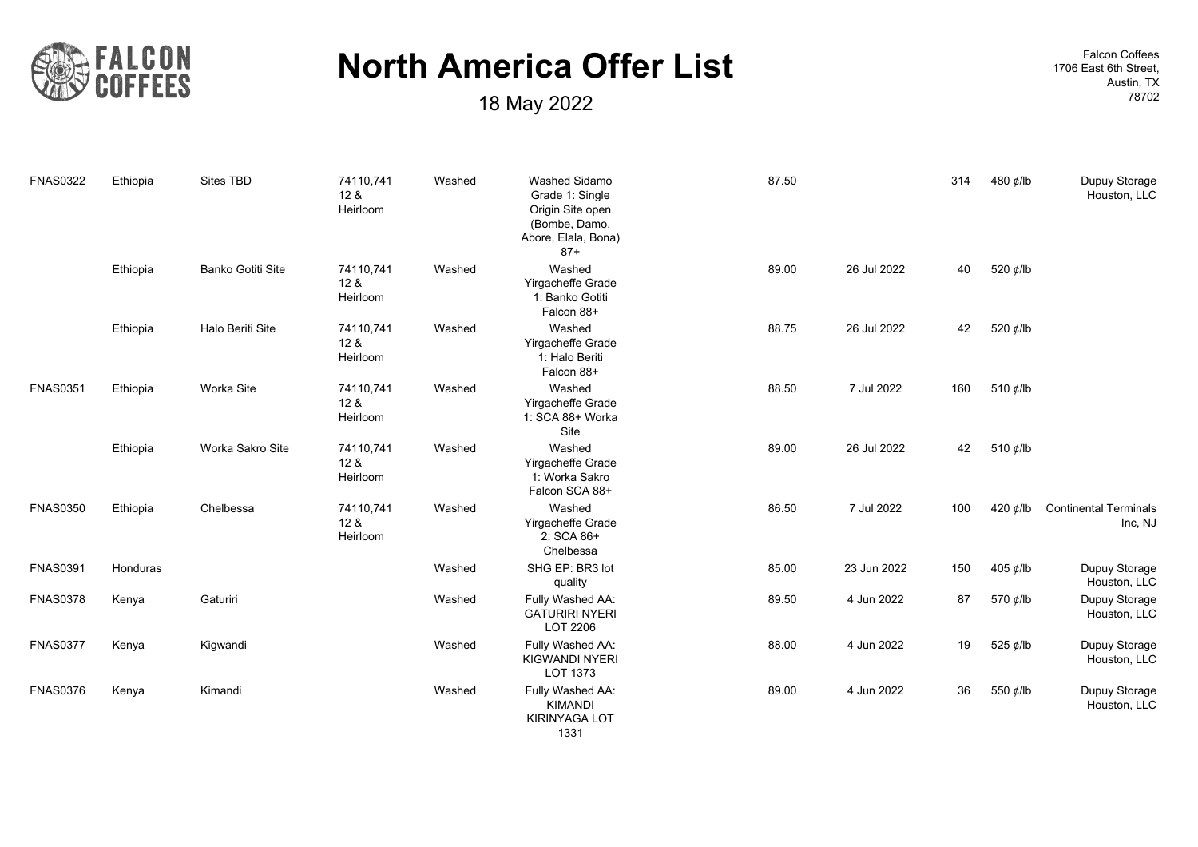# North America Offer List

18 May 2022

Falcon Coffees
1706 East 6th Street,
Austin, TX
78702

| | | | | | | | | | | |
|---|---|---|---|---|---|---|---|---|---|---|
| FNAS0322 | Ethiopia | Sites TBD | 74110,741 12 & Heirloom | Washed | Washed Sidamo Grade 1: Single Origin Site open (Bombe, Damo, Abore, Elala, Bona) 87+ | 87.50 | | 314 | 480 ¢/lb | Dupuy Storage Houston, LLC |
| | Ethiopia | Banko Gotiti Site | 74110,741 12 & Heirloom | Washed | Washed Yirgacheffe Grade 1: Banko Gotiti Falcon 88+ | 89.00 | 26 Jul 2022 | 40 | 520 ¢/lb | |
| | Ethiopia | Halo Beriti Site | 74110,741 12 & Heirloom | Washed | Washed Yirgacheffe Grade 1: Halo Beriti Falcon 88+ | 88.75 | 26 Jul 2022 | 42 | 520 ¢/lb | |
| FNAS0351 | Ethiopia | Worka Site | 74110,741 12 & Heirloom | Washed | Washed Yirgacheffe Grade 1: SCA 88+ Worka Site | 88.50 | 7 Jul 2022 | 160 | 510 ¢/lb | |
| | Ethiopia | Worka Sakro Site | 74110,741 12 & Heirloom | Washed | Washed Yirgacheffe Grade 1: Worka Sakro Falcon SCA 88+ | 89.00 | 26 Jul 2022 | 42 | 510 ¢/lb | |
| FNAS0350 | Ethiopia | Chelbessa | 74110,741 12 & Heirloom | Washed | Washed Yirgacheffe Grade 2: SCA 86+ Chelbessa | 86.50 | 7 Jul 2022 | 100 | 420 ¢/lb | Continental Terminals Inc, NJ |
| FNAS0391 | Honduras | | | Washed | SHG EP: BR3 lot quality | 85.00 | 23 Jun 2022 | 150 | 405 ¢/lb | Dupuy Storage Houston, LLC |
| FNAS0378 | Kenya | Gaturiri | | Washed | Fully Washed AA: GATURIRI NYERI LOT 2206 | 89.50 | 4 Jun 2022 | 87 | 570 ¢/lb | Dupuy Storage Houston, LLC |
| FNAS0377 | Kenya | Kigwandi | | Washed | Fully Washed AA: KIGWANDI NYERI LOT 1373 | 88.00 | 4 Jun 2022 | 19 | 525 ¢/lb | Dupuy Storage Houston, LLC |
| FNAS0376 | Kenya | Kimandi | | Washed | Fully Washed AA: KIMANDI KIRINYAGA LOT 1331 | 89.00 | 4 Jun 2022 | 36 | 550 ¢/lb | Dupuy Storage Houston, LLC |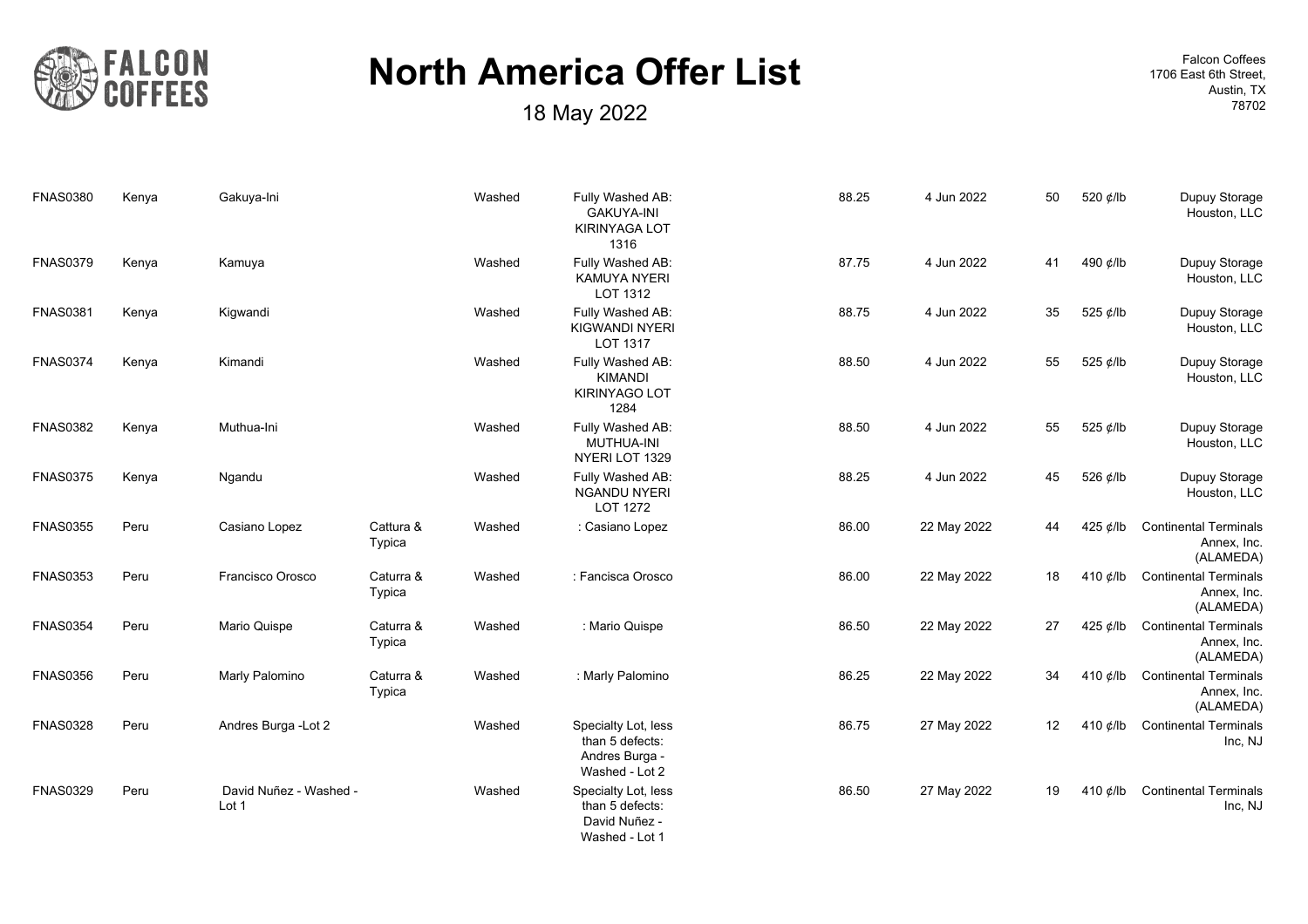# North America Offer List

18 May 2022

Falcon Coffees
1706 East 6th Street,
Austin, TX
78702

| | | | | | | | | | | |
|---|---|---|---|---|---|---|---|---|---|---|
| FNAS0380 | Kenya | Gakuya-Ini | | Washed | Fully Washed AB: GAKUYA-INI KIRINYAGA LOT 1316 | 88.25 | 4 Jun 2022 | 50 | 520 ¢/lb | Dupuy Storage Houston, LLC |
| FNAS0379 | Kenya | Kamuya | | Washed | Fully Washed AB: KAMUYA NYERI LOT 1312 | 87.75 | 4 Jun 2022 | 41 | 490 ¢/lb | Dupuy Storage Houston, LLC |
| FNAS0381 | Kenya | Kigwandi | | Washed | Fully Washed AB: KIGWANDI NYERI LOT 1317 | 88.75 | 4 Jun 2022 | 35 | 525 ¢/lb | Dupuy Storage Houston, LLC |
| FNAS0374 | Kenya | Kimandi | | Washed | Fully Washed AB: KIMANDI KIRINYAGO LOT 1284 | 88.50 | 4 Jun 2022 | 55 | 525 ¢/lb | Dupuy Storage Houston, LLC |
| FNAS0382 | Kenya | Muthua-Ini | | Washed | Fully Washed AB: MUTHUA-INI NYERI LOT 1329 | 88.50 | 4 Jun 2022 | 55 | 525 ¢/lb | Dupuy Storage Houston, LLC |
| FNAS0375 | Kenya | Ngandu | | Washed | Fully Washed AB: NGANDU NYERI LOT 1272 | 88.25 | 4 Jun 2022 | 45 | 526 ¢/lb | Dupuy Storage Houston, LLC |
| FNAS0355 | Peru | Casiano Lopez | Cattura & Typica | Washed | : Casiano Lopez | 86.00 | 22 May 2022 | 44 | 425 ¢/lb | Continental Terminals Annex, Inc. (ALAMEDA) |
| FNAS0353 | Peru | Francisco Orosco | Caturra & Typica | Washed | : Fancisca Orosco | 86.00 | 22 May 2022 | 18 | 410 ¢/lb | Continental Terminals Annex, Inc. (ALAMEDA) |
| FNAS0354 | Peru | Mario Quispe | Caturra & Typica | Washed | : Mario Quispe | 86.50 | 22 May 2022 | 27 | 425 ¢/lb | Continental Terminals Annex, Inc. (ALAMEDA) |
| FNAS0356 | Peru | Marly Palomino | Caturra & Typica | Washed | : Marly Palomino | 86.25 | 22 May 2022 | 34 | 410 ¢/lb | Continental Terminals Annex, Inc. (ALAMEDA) |
| FNAS0328 | Peru | Andres Burga -Lot 2 | | Washed | Specialty Lot, less than 5 defects: Andres Burga - Washed - Lot 2 | 86.75 | 27 May 2022 | 12 | 410 ¢/lb | Continental Terminals Inc, NJ |
| FNAS0329 | Peru | David Nuñez - Washed - Lot 1 | | Washed | Specialty Lot, less than 5 defects: David Nuñez - Washed - Lot 1 | 86.50 | 27 May 2022 | 19 | 410 ¢/lb | Continental Terminals Inc, NJ |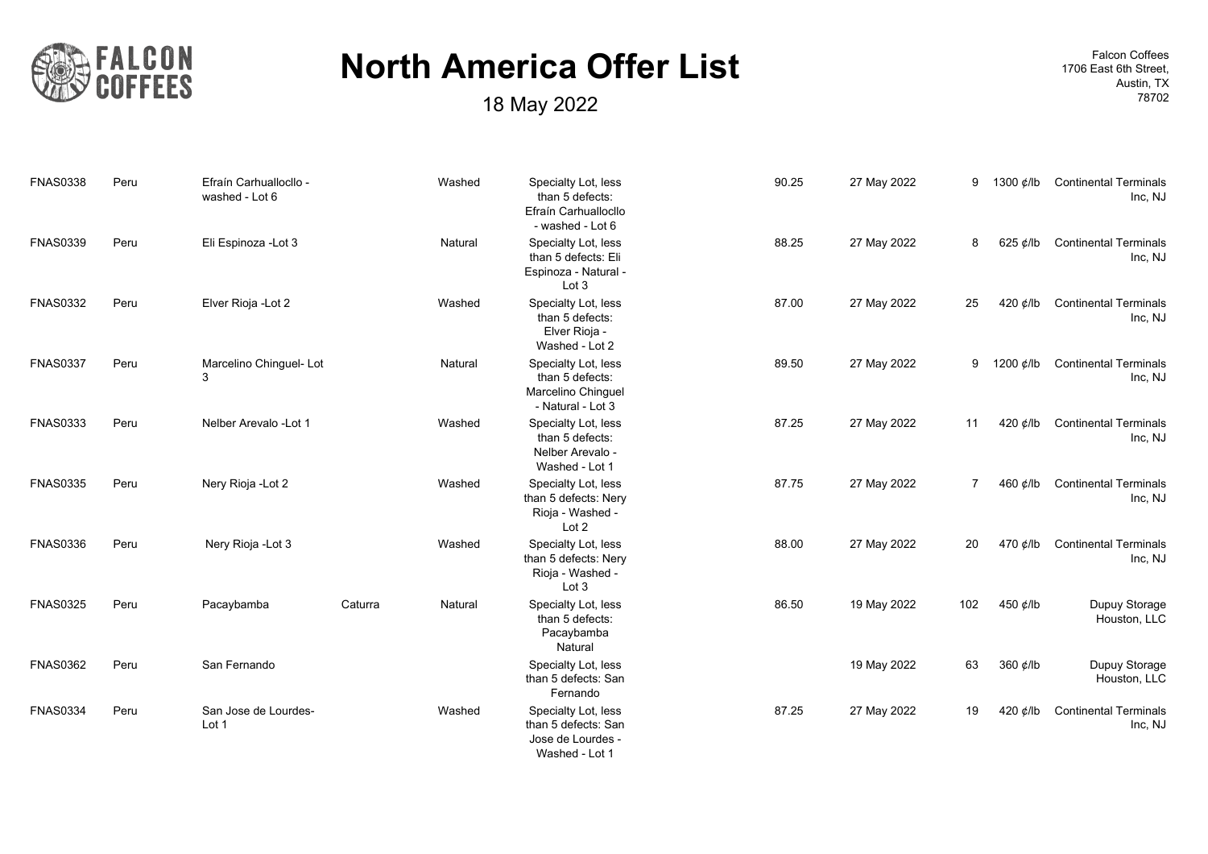# North America Offer List

18 May 2022

Falcon Coffees
1706 East 6th Street,
Austin, TX
78702

| | | | | | | | | | | |
|---|---|---|---|---|---|---|---|---|---|---|
| FNAS0338 | Peru | Efraín Carhuallocllo - washed - Lot 6 | | Washed | Specialty Lot, less than 5 defects: Efraín Carhuallocllo - washed - Lot 6 | 90.25 | 27 May 2022 | 9 | 1300 ¢/lb | Continental Terminals Inc, NJ |
| FNAS0339 | Peru | Eli Espinoza -Lot 3 | | Natural | Specialty Lot, less than 5 defects: Eli Espinoza - Natural - Lot 3 | 88.25 | 27 May 2022 | 8 | 625 ¢/lb | Continental Terminals Inc, NJ |
| FNAS0332 | Peru | Elver Rioja -Lot 2 | | Washed | Specialty Lot, less than 5 defects: Elver Rioja - Washed - Lot 2 | 87.00 | 27 May 2022 | 25 | 420 ¢/lb | Continental Terminals Inc, NJ |
| FNAS0337 | Peru | Marcelino Chinguel- Lot 3 | | Natural | Specialty Lot, less than 5 defects: Marcelino Chinguel - Natural - Lot 3 | 89.50 | 27 May 2022 | 9 | 1200 ¢/lb | Continental Terminals Inc, NJ |
| FNAS0333 | Peru | Nelber Arevalo -Lot 1 | | Washed | Specialty Lot, less than 5 defects: Nelber Arevalo - Washed - Lot 1 | 87.25 | 27 May 2022 | 11 | 420 ¢/lb | Continental Terminals Inc, NJ |
| FNAS0335 | Peru | Nery Rioja -Lot 2 | | Washed | Specialty Lot, less than 5 defects: Nery Rioja - Washed - Lot 2 | 87.75 | 27 May 2022 | 7 | 460 ¢/lb | Continental Terminals Inc, NJ |
| FNAS0336 | Peru | Nery Rioja -Lot 3 | | Washed | Specialty Lot, less than 5 defects: Nery Rioja - Washed - Lot 3 | 88.00 | 27 May 2022 | 20 | 470 ¢/lb | Continental Terminals Inc, NJ |
| FNAS0325 | Peru | Pacaybamba | Caturra | Natural | Specialty Lot, less than 5 defects: Pacaybamba Natural | 86.50 | 19 May 2022 | 102 | 450 ¢/lb | Dupuy Storage Houston, LLC |
| FNAS0362 | Peru | San Fernando | | | Specialty Lot, less than 5 defects: San Fernando | | 19 May 2022 | 63 | 360 ¢/lb | Dupuy Storage Houston, LLC |
| FNAS0334 | Peru | San Jose de Lourdes- Lot 1 | | Washed | Specialty Lot, less than 5 defects: San Jose de Lourdes - Washed - Lot 1 | 87.25 | 27 May 2022 | 19 | 420 ¢/lb | Continental Terminals Inc, NJ |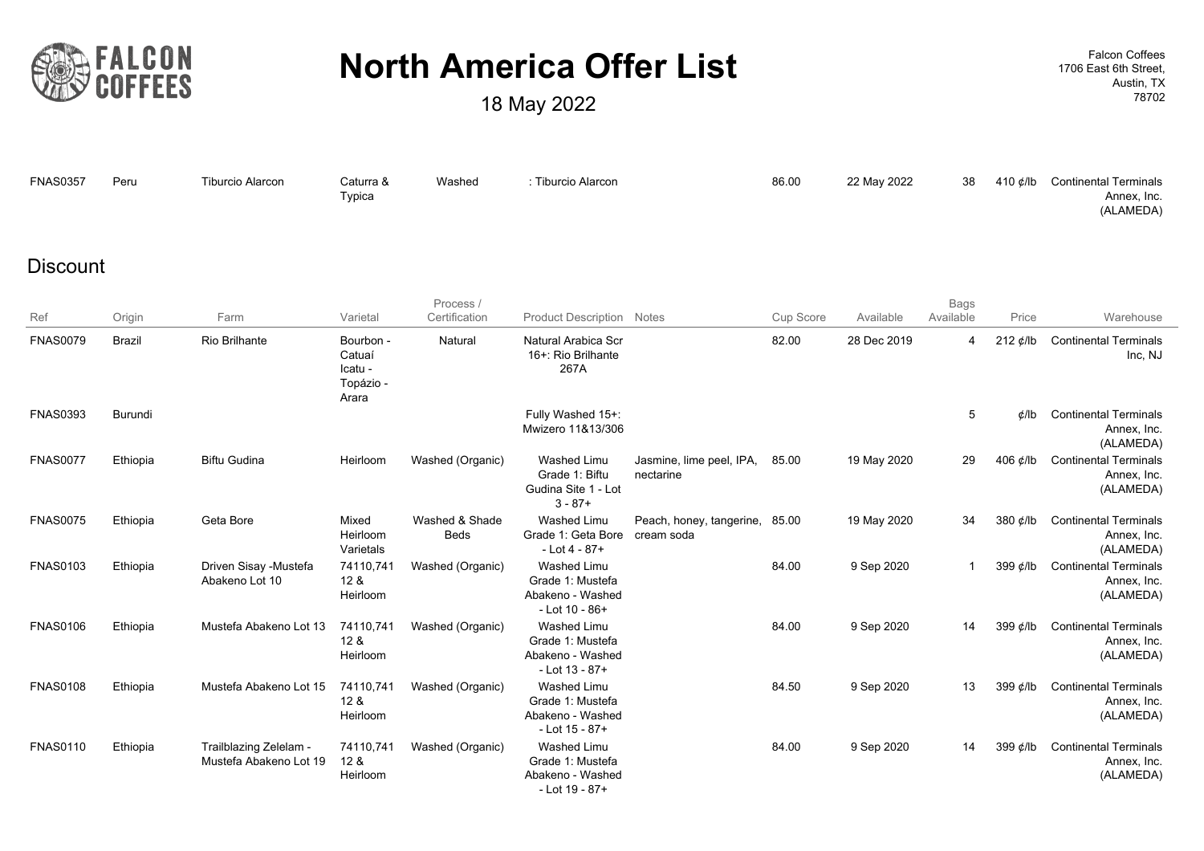# North America Offer List

18 May 2022

Falcon Coffees
1706 East 6th Street,
Austin, TX
78702

| FNAS0357 | Peru | Tiburcio Alarcon | Caturra & Typica | Washed | : Tiburcio Alarcon | | 86.00 | 22 May 2022 | 38 | 410 ¢/lb | Continental Terminals Annex, Inc. (ALAMEDA) |
|---|---|---|---|---|---|---|---|---|---|---|---|

## Discount

| Ref | Origin | Farm | Varietal | Process / Certification | Product Description | Notes | Cup Score | Available | Bags Available | Price | Warehouse |
|---|---|---|---|---|---|---|---|---|---|---|---|
| FNAS0079 | Brazil | Rio Brilhante | Bourbon - Catuaí Icatu - Topázio - Arara | Natural | Natural Arabica Scr 16+: Rio Brilhante 267A | | 82.00 | 28 Dec 2019 | 4 | 212 ¢/lb | Continental Terminals Inc, NJ |
| FNAS0393 | Burundi | | | | Fully Washed 15+: Mwizero 11&13/306 | | | | 5 | ¢/lb | Continental Terminals Annex, Inc. (ALAMEDA) |
| FNAS0077 | Ethiopia | Biftu Gudina | Heirloom | Washed (Organic) | Washed Limu Grade 1: Biftu Gudina Site 1 - Lot 3 - 87+ | Jasmine, lime peel, IPA, nectarine | 85.00 | 19 May 2020 | 29 | 406 ¢/lb | Continental Terminals Annex, Inc. (ALAMEDA) |
| FNAS0075 | Ethiopia | Geta Bore | Mixed Heirloom Varietals | Washed & Shade Beds | Washed Limu Grade 1: Geta Bore - Lot 4 - 87+ | Peach, honey, tangerine, cream soda | 85.00 | 19 May 2020 | 34 | 380 ¢/lb | Continental Terminals Annex, Inc. (ALAMEDA) |
| FNAS0103 | Ethiopia | Driven Sisay -Mustefa Abakeno Lot 10 | 74110,741 12 & Heirloom | Washed (Organic) | Washed Limu Grade 1: Mustefa Abakeno - Washed - Lot 10 - 86+ | | 84.00 | 9 Sep 2020 | 1 | 399 ¢/lb | Continental Terminals Annex, Inc. (ALAMEDA) |
| FNAS0106 | Ethiopia | Mustefa Abakeno Lot 13 | 74110,741 12 & Heirloom | Washed (Organic) | Washed Limu Grade 1: Mustefa Abakeno - Washed - Lot 13 - 87+ | | 84.00 | 9 Sep 2020 | 14 | 399 ¢/lb | Continental Terminals Annex, Inc. (ALAMEDA) |
| FNAS0108 | Ethiopia | Mustefa Abakeno Lot 15 | 74110,741 12 & Heirloom | Washed (Organic) | Washed Limu Grade 1: Mustefa Abakeno - Washed - Lot 15 - 87+ | | 84.50 | 9 Sep 2020 | 13 | 399 ¢/lb | Continental Terminals Annex, Inc. (ALAMEDA) |
| FNAS0110 | Ethiopia | Trailblazing Zelelam - Mustefa Abakeno Lot 19 | 74110,741 12 & Heirloom | Washed (Organic) | Washed Limu Grade 1: Mustefa Abakeno - Washed - Lot 19 - 87+ | | 84.00 | 9 Sep 2020 | 14 | 399 ¢/lb | Continental Terminals Annex, Inc. (ALAMEDA) |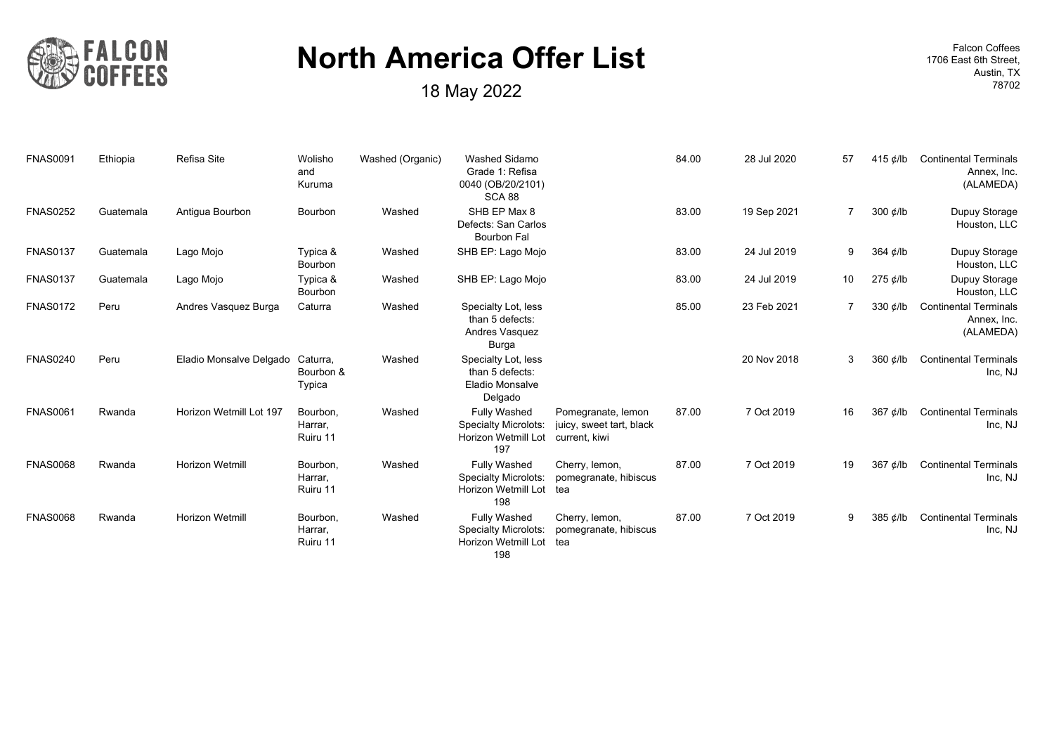# North America Offer List

18 May 2022

Falcon Coffees
1706 East 6th Street,
Austin, TX
78702

| | | | | | | | | | | | |
|---|---|---|---|---|---|---|---|---|---|---|---|
| FNAS0091 | Ethiopia | Refisa Site | Wolisho and Kuruma | Washed (Organic) | Washed Sidamo Grade 1: Refisa 0040 (OB/20/2101) SCA 88 | | 84.00 | 28 Jul 2020 | 57 | 415 ¢/lb | Continental Terminals Annex, Inc. (ALAMEDA) |
| FNAS0252 | Guatemala | Antigua Bourbon | Bourbon | Washed | SHB EP Max 8 Defects: San Carlos Bourbon Fal | | 83.00 | 19 Sep 2021 | 7 | 300 ¢/lb | Dupuy Storage Houston, LLC |
| FNAS0137 | Guatemala | Lago Mojo | Typica & Bourbon | Washed | SHB EP: Lago Mojo | | 83.00 | 24 Jul 2019 | 9 | 364 ¢/lb | Dupuy Storage Houston, LLC |
| FNAS0137 | Guatemala | Lago Mojo | Typica & Bourbon | Washed | SHB EP: Lago Mojo | | 83.00 | 24 Jul 2019 | 10 | 275 ¢/lb | Dupuy Storage Houston, LLC |
| FNAS0172 | Peru | Andres Vasquez Burga | Caturra | Washed | Specialty Lot, less than 5 defects: Andres Vasquez Burga | | 85.00 | 23 Feb 2021 | 7 | 330 ¢/lb | Continental Terminals Annex, Inc. (ALAMEDA) |
| FNAS0240 | Peru | Eladio Monsalve Delgado | Caturra, Bourbon & Typica | Washed | Specialty Lot, less than 5 defects: Eladio Monsalve Delgado | | | 20 Nov 2018 | 3 | 360 ¢/lb | Continental Terminals Inc, NJ |
| FNAS0061 | Rwanda | Horizon Wetmill Lot 197 | Bourbon, Harrar, Ruiru 11 | Washed | Fully Washed Specialty Microlots: Horizon Wetmill Lot 197 | Pomegranate, lemon juicy, sweet tart, black current, kiwi | 87.00 | 7 Oct 2019 | 16 | 367 ¢/lb | Continental Terminals Inc, NJ |
| FNAS0068 | Rwanda | Horizon Wetmill | Bourbon, Harrar, Ruiru 11 | Washed | Fully Washed Specialty Microlots: Horizon Wetmill Lot 198 | Cherry, lemon, pomegranate, hibiscus tea | 87.00 | 7 Oct 2019 | 19 | 367 ¢/lb | Continental Terminals Inc, NJ |
| FNAS0068 | Rwanda | Horizon Wetmill | Bourbon, Harrar, Ruiru 11 | Washed | Fully Washed Specialty Microlots: Horizon Wetmill Lot 198 | Cherry, lemon, pomegranate, hibiscus tea | 87.00 | 7 Oct 2019 | 9 | 385 ¢/lb | Continental Terminals Inc, NJ |